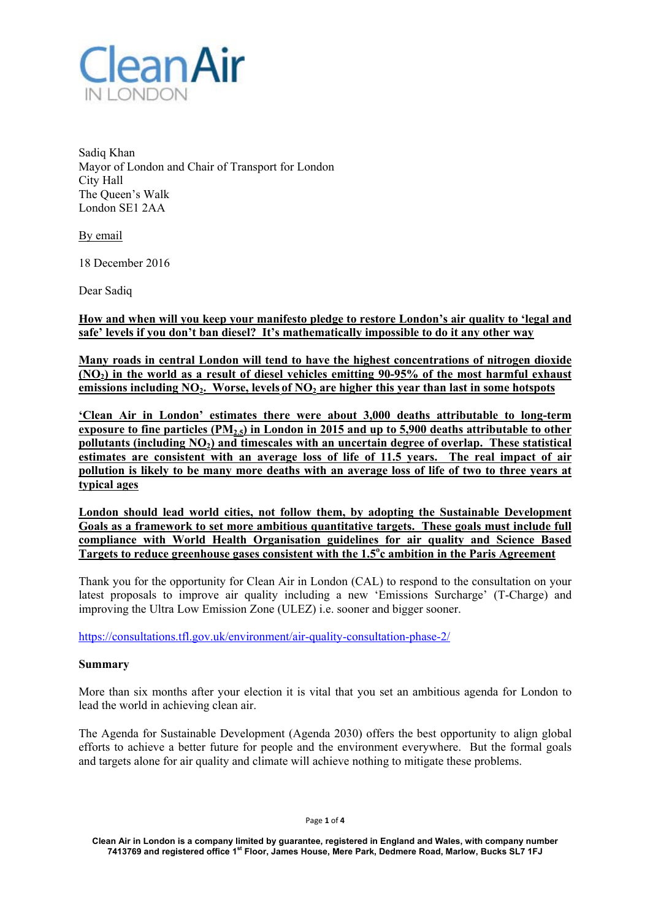**Clean Air IN LONDON**

Sadiq Khan
Mayor of London and Chair of Transport for London
City Hall
The Queen's Walk
London SE1 2AA

By email

18 December 2016

Dear Sadiq

**How and when will you keep your manifesto pledge to restore London's air quality to 'legal and safe' levels if you don't ban diesel? It's mathematically impossible to do it any other way**

**Many roads in central London will tend to have the highest concentrations of nitrogen dioxide ($NO_2$) in the world as a result of diesel vehicles emitting 90-95% of the most harmful exhaust emissions including $NO_2$. Worse, levels of $NO_2$ are higher this year than last in some hotspots**

**'Clean Air in London' estimates there were about 3,000 deaths attributable to long-term exposure to fine particles ($PM_{2.5}$) in London in 2015 and up to 5,900 deaths attributable to other pollutants (including $NO_2$) and timescales with an uncertain degree of overlap. These statistical estimates are consistent with an average loss of life of 11.5 years. The real impact of air pollution is likely to be many more deaths with an average loss of life of two to three years at typical ages**

**London should lead world cities, not follow them, by adopting the Sustainable Development Goals as a framework to set more ambitious quantitative targets. These goals must include full compliance with World Health Organisation guidelines for air quality and Science Based Targets to reduce greenhouse gases consistent with the 1.5$^{o}$c ambition in the Paris Agreement**

Thank you for the opportunity for Clean Air in London (CAL) to respond to the consultation on your latest proposals to improve air quality including a new 'Emissions Surcharge' (T-Charge) and improving the Ultra Low Emission Zone (ULEZ) i.e. sooner and bigger sooner.

https://consultations.tfl.gov.uk/environment/air-quality-consultation-phase-2/

**Summary**

More than six months after your election it is vital that you set an ambitious agenda for London to lead the world in achieving clean air.

The Agenda for Sustainable Development (Agenda 2030) offers the best opportunity to align global efforts to achieve a better future for people and the environment everywhere. But the formal goals and targets alone for air quality and climate will achieve nothing to mitigate these problems.

Clean Air in London is a company limited by guarantee, registered in England and Wales, with company number 7413769 and registered office 1st Floor, James House, Mere Park, Dedmere Road, Marlow, Bucks SL7 1FJ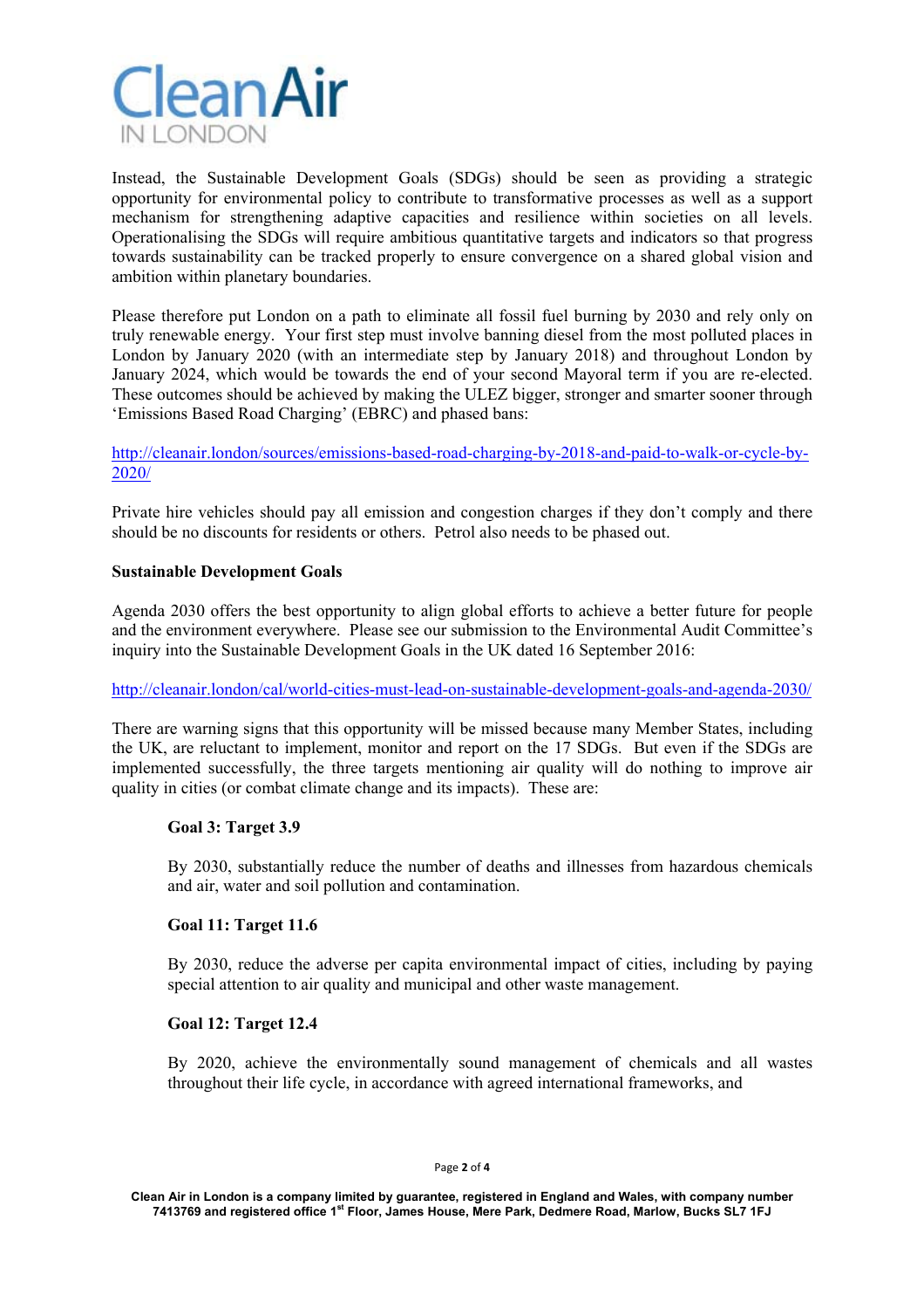Instead, the Sustainable Development Goals (SDGs) should be seen as providing a strategic opportunity for environmental policy to contribute to transformative processes as well as a support mechanism for strengthening adaptive capacities and resilience within societies on all levels. Operationalising the SDGs will require ambitious quantitative targets and indicators so that progress towards sustainability can be tracked properly to ensure convergence on a shared global vision and ambition within planetary boundaries.

Please therefore put London on a path to eliminate all fossil fuel burning by 2030 and rely only on truly renewable energy. Your first step must involve banning diesel from the most polluted places in London by January 2020 (with an intermediate step by January 2018) and throughout London by January 2024, which would be towards the end of your second Mayoral term if you are re-elected. These outcomes should be achieved by making the ULEZ bigger, stronger and smarter sooner through 'Emissions Based Road Charging' (EBRC) and phased bans:

http://cleanair.london/sources/emissions-based-road-charging-by-2018-and-paid-to-walk-or-cycle-by-2020/

Private hire vehicles should pay all emission and congestion charges if they don't comply and there should be no discounts for residents or others. Petrol also needs to be phased out.

**Sustainable Development Goals**

Agenda 2030 offers the best opportunity to align global efforts to achieve a better future for people and the environment everywhere. Please see our submission to the Environmental Audit Committee's inquiry into the Sustainable Development Goals in the UK dated 16 September 2016:

http://cleanair.london/cal/world-cities-must-lead-on-sustainable-development-goals-and-agenda-2030/

There are warning signs that this opportunity will be missed because many Member States, including the UK, are reluctant to implement, monitor and report on the 17 SDGs. But even if the SDGs are implemented successfully, the three targets mentioning air quality will do nothing to improve air quality in cities (or combat climate change and its impacts). These are:

> **Goal 3: Target 3.9**
>
> By 2030, substantially reduce the number of deaths and illnesses from hazardous chemicals and air, water and soil pollution and contamination.
>
> **Goal 11: Target 11.6**
>
> By 2030, reduce the adverse per capita environmental impact of cities, including by paying special attention to air quality and municipal and other waste management.
>
> **Goal 12: Target 12.4**
>
> By 2020, achieve the environmentally sound management of chemicals and all wastes throughout their life cycle, in accordance with agreed international frameworks, and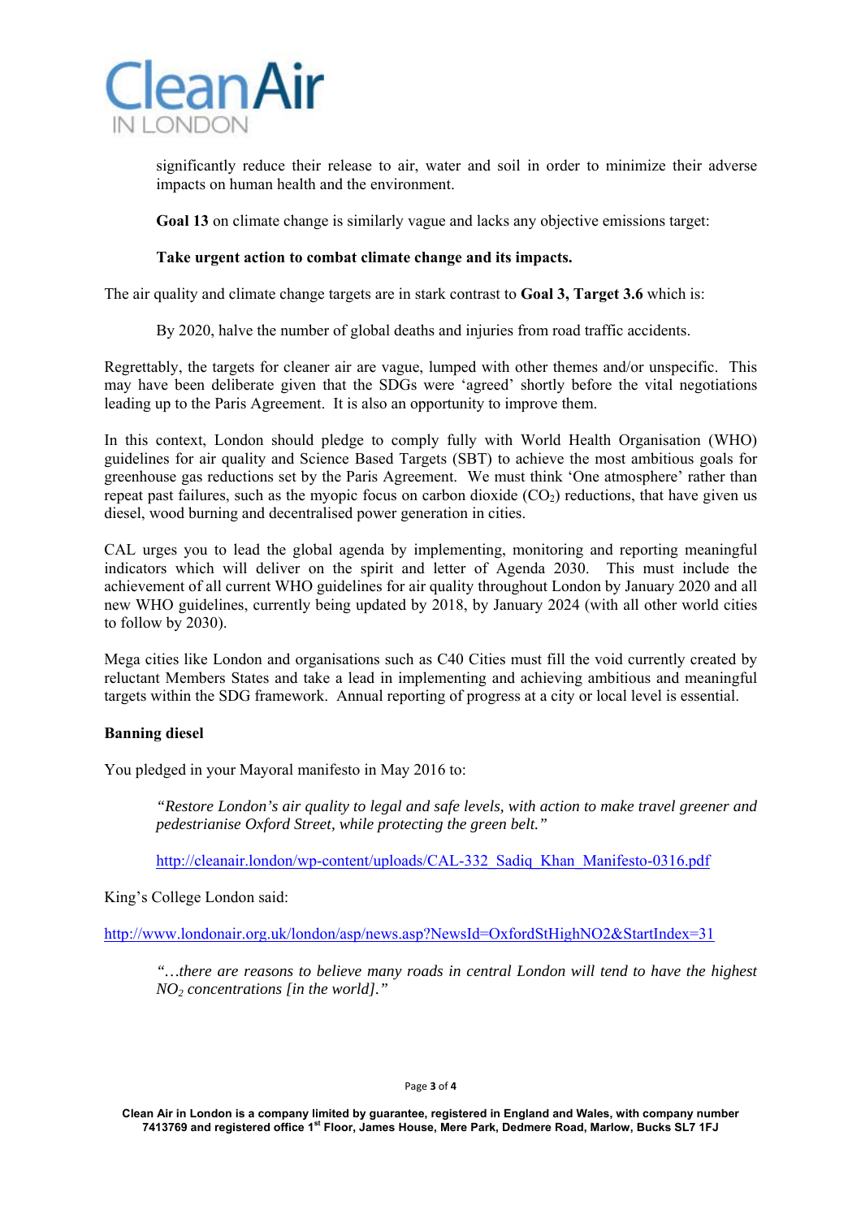significantly reduce their release to air, water and soil in order to minimize their adverse impacts on human health and the environment.

**Goal 13** on climate change is similarly vague and lacks any objective emissions target:

**Take urgent action to combat climate change and its impacts.**

The air quality and climate change targets are in stark contrast to **Goal 3, Target 3.6** which is:

By 2020, halve the number of global deaths and injuries from road traffic accidents.

Regrettably, the targets for cleaner air are vague, lumped with other themes and/or unspecific. This may have been deliberate given that the SDGs were 'agreed' shortly before the vital negotiations leading up to the Paris Agreement. It is also an opportunity to improve them.

In this context, London should pledge to comply fully with World Health Organisation (WHO) guidelines for air quality and Science Based Targets (SBT) to achieve the most ambitious goals for greenhouse gas reductions set by the Paris Agreement. We must think 'One atmosphere' rather than repeat past failures, such as the myopic focus on carbon dioxide ($CO_2$) reductions, that have given us diesel, wood burning and decentralised power generation in cities.

CAL urges you to lead the global agenda by implementing, monitoring and reporting meaningful indicators which will deliver on the spirit and letter of Agenda 2030. This must include the achievement of all current WHO guidelines for air quality throughout London by January 2020 and all new WHO guidelines, currently being updated by 2018, by January 2024 (with all other world cities to follow by 2030).

Mega cities like London and organisations such as C40 Cities must fill the void currently created by reluctant Members States and take a lead in implementing and achieving ambitious and meaningful targets within the SDG framework. Annual reporting of progress at a city or local level is essential.

**Banning diesel**

You pledged in your Mayoral manifesto in May 2016 to:

*"Restore London's air quality to legal and safe levels, with action to make travel greener and pedestrianise Oxford Street, while protecting the green belt."*

http://cleanair.london/wp-content/uploads/CAL-332_Sadiq_Khan_Manifesto-0316.pdf

King's College London said:

http://www.londonair.org.uk/london/asp/news.asp?NewsId=OxfordStHighNO2&StartIndex=31

*"…there are reasons to believe many roads in central London will tend to have the highest $NO_2$ concentrations [in the world]."*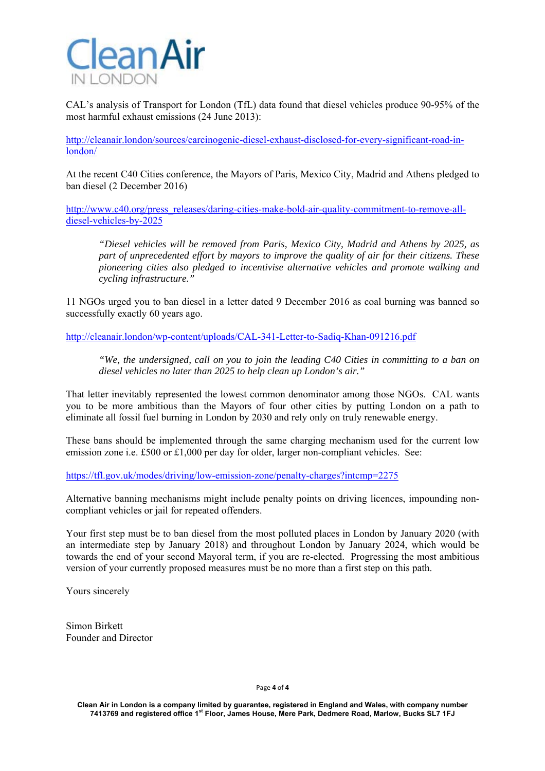CAL's analysis of Transport for London (TfL) data found that diesel vehicles produce 90-95% of the most harmful exhaust emissions (24 June 2013):

http://cleanair.london/sources/carcinogenic-diesel-exhaust-disclosed-for-every-significant-road-in-london/

At the recent C40 Cities conference, the Mayors of Paris, Mexico City, Madrid and Athens pledged to ban diesel (2 December 2016)

http://www.c40.org/press_releases/daring-cities-make-bold-air-quality-commitment-to-remove-all-diesel-vehicles-by-2025

> *"Diesel vehicles will be removed from Paris, Mexico City, Madrid and Athens by 2025, as part of unprecedented effort by mayors to improve the quality of air for their citizens. These pioneering cities also pledged to incentivise alternative vehicles and promote walking and cycling infrastructure."*

11 NGOs urged you to ban diesel in a letter dated 9 December 2016 as coal burning was banned so successfully exactly 60 years ago.

http://cleanair.london/wp-content/uploads/CAL-341-Letter-to-Sadiq-Khan-091216.pdf

> *"We, the undersigned, call on you to join the leading C40 Cities in committing to a ban on diesel vehicles no later than 2025 to help clean up London's air."*

That letter inevitably represented the lowest common denominator among those NGOs. CAL wants you to be more ambitious than the Mayors of four other cities by putting London on a path to eliminate all fossil fuel burning in London by 2030 and rely only on truly renewable energy.

These bans should be implemented through the same charging mechanism used for the current low emission zone i.e. £500 or £1,000 per day for older, larger non-compliant vehicles. See:

https://tfl.gov.uk/modes/driving/low-emission-zone/penalty-charges?intcmp=2275

Alternative banning mechanisms might include penalty points on driving licences, impounding non-compliant vehicles or jail for repeated offenders.

Your first step must be to ban diesel from the most polluted places in London by January 2020 (with an intermediate step by January 2018) and throughout London by January 2024, which would be towards the end of your second Mayoral term, if you are re-elected. Progressing the most ambitious version of your currently proposed measures must be no more than a first step on this path.

Yours sincerely

Simon Birkett
Founder and Director